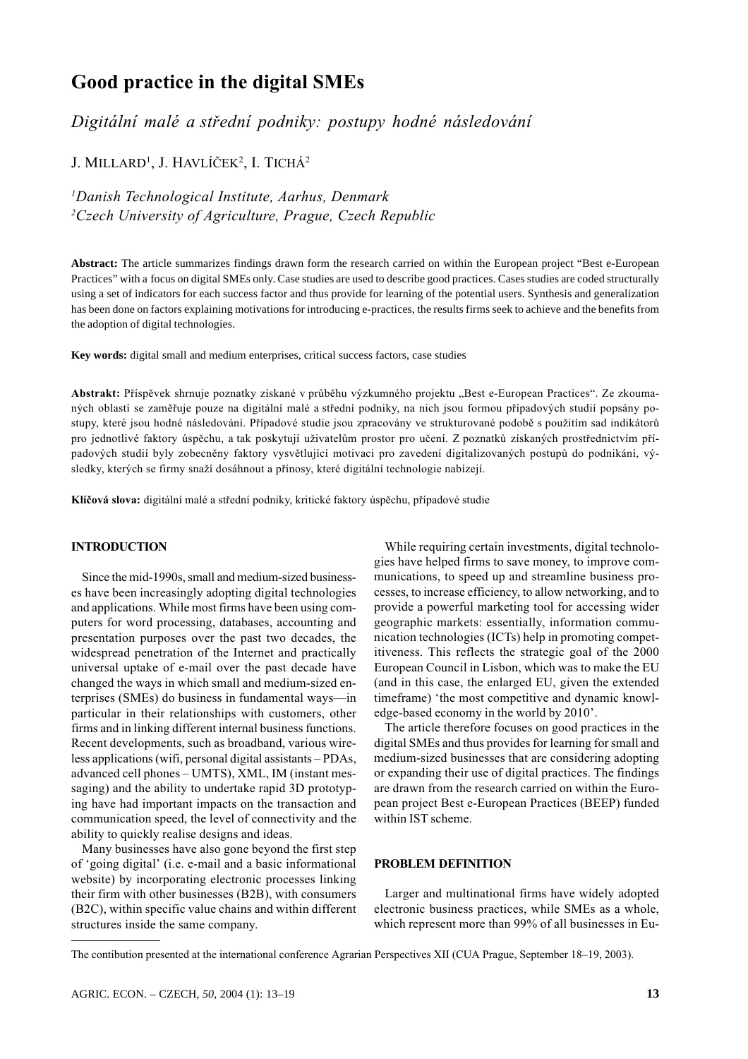# Good practice in the digital SMEs

*Digitální malé a střední podniky: postupy hodné následování*

J. MILLARD[1], J. HAVLÍČEK[2], I. TICHÁ[2]

[1]*Danish Technological Institute, Aarhus, Denmark*
[2]*Czech University of Agriculture, Prague, Czech Republic*

**Abstract:** The article summarizes findings drawn form the research carried on within the European project "Best e-European Practices" with a focus on digital SMEs only. Case studies are used to describe good practices. Cases studies are coded structurally using a set of indicators for each success factor and thus provide for learning of the potential users. Synthesis and generalization has been done on factors explaining motivations for introducing e-practices, the results firms seek to achieve and the benefits from the adoption of digital technologies.

**Key words:** digital small and medium enterprises, critical success factors, case studies

**Abstrakt:** Příspěvek shrnuje poznatky získané v průběhu výzkumného projektu „Best e-European Practices". Ze zkoumaných oblastí se zaměřuje pouze na digitální malé a střední podniky, na nich jsou formou případových studií popsány postupy, které jsou hodné následování. Případové studie jsou zpracovány ve strukturované podobě s použitím sad indikátorů pro jednotlivé faktory úspěchu, a tak poskytují uživatelům prostor pro učení. Z poznatků získaných prostřednictvím případových studií byly zobecněny faktory vysvětlující motivaci pro zavedení digitalizovaných postupů do podnikání, výsledky, kterých se firmy snaží dosáhnout a přínosy, které digitální technologie nabízejí.

**Klíčová slova:** digitální malé a střední podniky, kritické faktory úspěchu, případové studie

## INTRODUCTION

Since the mid-1990s, small and medium-sized businesses have been increasingly adopting digital technologies and applications. While most firms have been using computers for word processing, databases, accounting and presentation purposes over the past two decades, the widespread penetration of the Internet and practically universal uptake of e-mail over the past decade have changed the ways in which small and medium-sized enterprises (SMEs) do business in fundamental ways—in particular in their relationships with customers, other firms and in linking different internal business functions. Recent developments, such as broadband, various wireless applications (wifi, personal digital assistants – PDAs, advanced cell phones – UMTS), XML, IM (instant messaging) and the ability to undertake rapid 3D prototyping have had important impacts on the transaction and communication speed, the level of connectivity and the ability to quickly realise designs and ideas.

Many businesses have also gone beyond the first step of 'going digital' (i.e. e-mail and a basic informational website) by incorporating electronic processes linking their firm with other businesses (B2B), with consumers (B2C), within specific value chains and within different structures inside the same company.

While requiring certain investments, digital technologies have helped firms to save money, to improve communications, to speed up and streamline business processes, to increase efficiency, to allow networking, and to provide a powerful marketing tool for accessing wider geographic markets: essentially, information communication technologies (ICTs) help in promoting competitiveness. This reflects the strategic goal of the 2000 European Council in Lisbon, which was to make the EU (and in this case, the enlarged EU, given the extended timeframe) 'the most competitive and dynamic knowledge-based economy in the world by 2010'.

The article therefore focuses on good practices in the digital SMEs and thus provides for learning for small and medium-sized businesses that are considering adopting or expanding their use of digital practices. The findings are drawn from the research carried on within the European project Best e-European Practices (BEEP) funded within IST scheme.

## PROBLEM DEFINITION

Larger and multinational firms have widely adopted electronic business practices, while SMEs as a whole, which represent more than 99% of all businesses in Eu-

The contibution presented at the international conference Agrarian Perspectives XII (CUA Prague, September 18–19, 2003).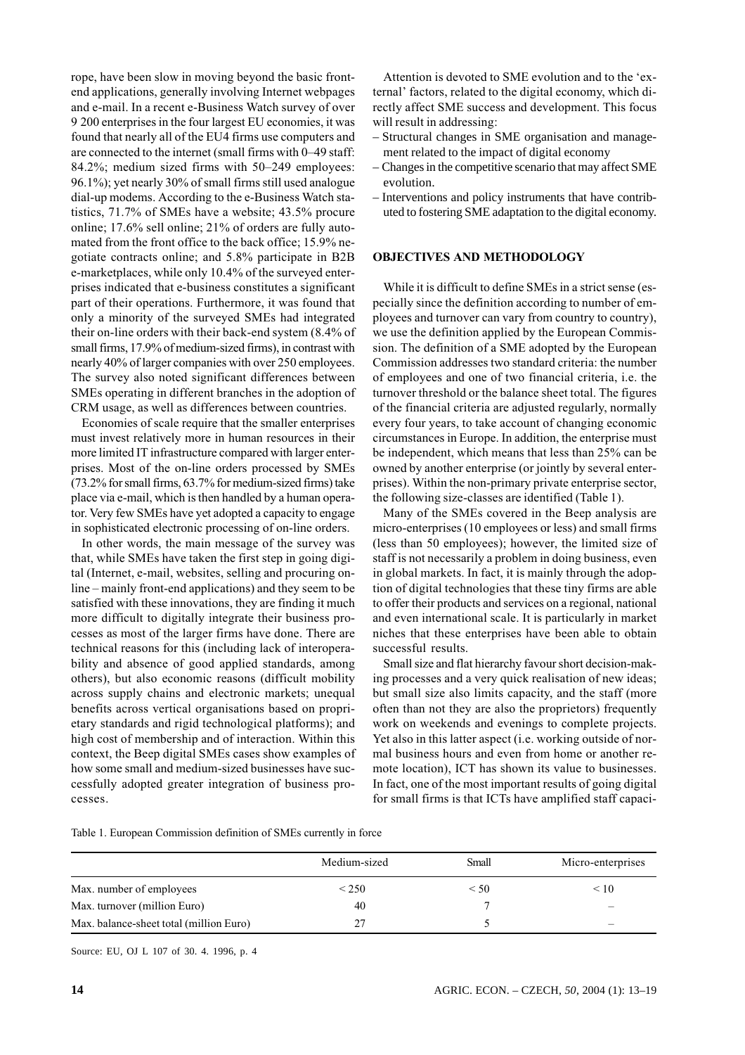rope, have been slow in moving beyond the basic front-end applications, generally involving Internet webpages and e-mail. In a recent e-Business Watch survey of over 9 200 enterprises in the four largest EU economies, it was found that nearly all of the EU4 firms use computers and are connected to the internet (small firms with 0–49 staff: 84.2%; medium sized firms with 50–249 employees: 96.1%); yet nearly 30% of small firms still used analogue dial-up modems. According to the e-Business Watch statistics, 71.7% of SMEs have a website; 43.5% procure online; 17.6% sell online; 21% of orders are fully automated from the front office to the back office; 15.9% negotiate contracts online; and 5.8% participate in B2B e-marketplaces, while only 10.4% of the surveyed enterprises indicated that e-business constitutes a significant part of their operations. Furthermore, it was found that only a minority of the surveyed SMEs had integrated their on-line orders with their back-end system (8.4% of small firms, 17.9% of medium-sized firms), in contrast with nearly 40% of larger companies with over 250 employees. The survey also noted significant differences between SMEs operating in different branches in the adoption of CRM usage, as well as differences between countries.

Economies of scale require that the smaller enterprises must invest relatively more in human resources in their more limited IT infrastructure compared with larger enterprises. Most of the on-line orders processed by SMEs (73.2% for small firms, 63.7% for medium-sized firms) take place via e-mail, which is then handled by a human operator. Very few SMEs have yet adopted a capacity to engage in sophisticated electronic processing of on-line orders.

In other words, the main message of the survey was that, while SMEs have taken the first step in going digital (Internet, e-mail, websites, selling and procuring online – mainly front-end applications) and they seem to be satisfied with these innovations, they are finding it much more difficult to digitally integrate their business processes as most of the larger firms have done. There are technical reasons for this (including lack of interoperability and absence of good applied standards, among others), but also economic reasons (difficult mobility across supply chains and electronic markets; unequal benefits across vertical organisations based on proprietary standards and rigid technological platforms); and high cost of membership and of interaction. Within this context, the Beep digital SMEs cases show examples of how some small and medium-sized businesses have successfully adopted greater integration of business processes.

Attention is devoted to SME evolution and to the 'external' factors, related to the digital economy, which directly affect SME success and development. This focus will result in addressing:

- Structural changes in SME organisation and management related to the impact of digital economy
- Changes in the competitive scenario that may affect SME evolution.
- Interventions and policy instruments that have contributed to fostering SME adaptation to the digital economy.

## OBJECTIVES AND METHODOLOGY

While it is difficult to define SMEs in a strict sense (especially since the definition according to number of employees and turnover can vary from country to country), we use the definition applied by the European Commission. The definition of a SME adopted by the European Commission addresses two standard criteria: the number of employees and one of two financial criteria, i.e. the turnover threshold or the balance sheet total. The figures of the financial criteria are adjusted regularly, normally every four years, to take account of changing economic circumstances in Europe. In addition, the enterprise must be independent, which means that less than 25% can be owned by another enterprise (or jointly by several enterprises). Within the non-primary private enterprise sector, the following size-classes are identified (Table 1).

Many of the SMEs covered in the Beep analysis are micro-enterprises (10 employees or less) and small firms (less than 50 employees); however, the limited size of staff is not necessarily a problem in doing business, even in global markets. In fact, it is mainly through the adoption of digital technologies that these tiny firms are able to offer their products and services on a regional, national and even international scale. It is particularly in market niches that these enterprises have been able to obtain successful results.

Small size and flat hierarchy favour short decision-making processes and a very quick realisation of new ideas; but small size also limits capacity, and the staff (more often than not they are also the proprietors) frequently work on weekends and evenings to complete projects. Yet also in this latter aspect (i.e. working outside of normal business hours and even from home or another remote location), ICT has shown its value to businesses. In fact, one of the most important results of going digital for small firms is that ICTs have amplified staff capaci-

Table 1. European Commission definition of SMEs currently in force

| | Medium-sized | Small | Micro-enterprises |
|---|---|---|---|
| Max. number of employees | < 250 | < 50 | < 10 |
| Max. turnover (million Euro) | 40 | 7 | – |
| Max. balance-sheet total (million Euro) | 27 | 5 | – |

Source: EU, OJ L 107 of 30. 4. 1996, p. 4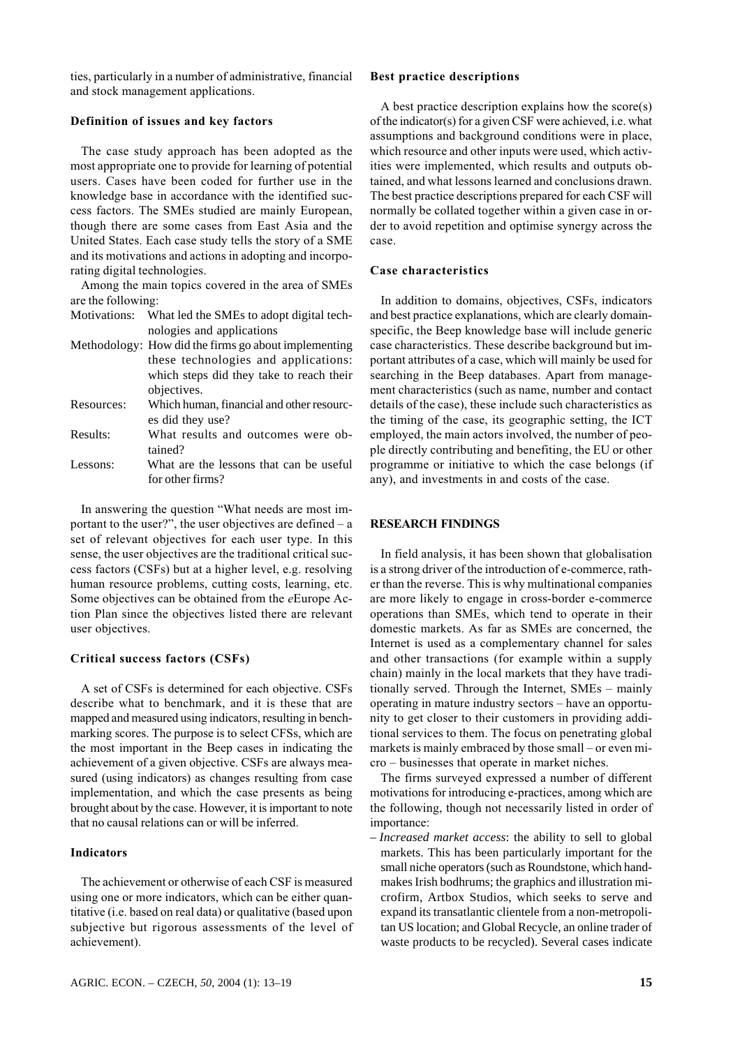ties, particularly in a number of administrative, financial and stock management applications.

### Definition of issues and key factors

The case study approach has been adopted as the most appropriate one to provide for learning of potential users. Cases have been coded for further use in the knowledge base in accordance with the identified success factors. The SMEs studied are mainly European, though there are some cases from East Asia and the United States. Each case study tells the story of a SME and its motivations and actions in adopting and incorporating digital technologies.

Among the main topics covered in the area of SMEs are the following:

| | |
|---|---|
| Motivations: | What led the SMEs to adopt digital technologies and applications |
| Methodology: | How did the firms go about implementing these technologies and applications: which steps did they take to reach their objectives. |
| Resources: | Which human, financial and other resources did they use? |
| Results: | What results and outcomes were obtained? |
| Lessons: | What are the lessons that can be useful for other firms? |

In answering the question "What needs are most important to the user?", the user objectives are defined – a set of relevant objectives for each user type. In this sense, the user objectives are the traditional critical success factors (CSFs) but at a higher level, e.g. resolving human resource problems, cutting costs, learning, etc. Some objectives can be obtained from the *e*Europe Action Plan since the objectives listed there are relevant user objectives.

### Critical success factors (CSFs)

A set of CSFs is determined for each objective. CSFs describe what to benchmark, and it is these that are mapped and measured using indicators, resulting in benchmarking scores. The purpose is to select CFSs, which are the most important in the Beep cases in indicating the achievement of a given objective. CSFs are always measured (using indicators) as changes resulting from case implementation, and which the case presents as being brought about by the case. However, it is important to note that no causal relations can or will be inferred.

### Indicators

The achievement or otherwise of each CSF is measured using one or more indicators, which can be either quantitative (i.e. based on real data) or qualitative (based upon subjective but rigorous assessments of the level of achievement).

### Best practice descriptions

A best practice description explains how the score(s) of the indicator(s) for a given CSF were achieved, i.e. what assumptions and background conditions were in place, which resource and other inputs were used, which activities were implemented, which results and outputs obtained, and what lessons learned and conclusions drawn. The best practice descriptions prepared for each CSF will normally be collated together within a given case in order to avoid repetition and optimise synergy across the case.

### Case characteristics

In addition to domains, objectives, CSFs, indicators and best practice explanations, which are clearly domain-specific, the Beep knowledge base will include generic case characteristics. These describe background but important attributes of a case, which will mainly be used for searching in the Beep databases. Apart from management characteristics (such as name, number and contact details of the case), these include such characteristics as the timing of the case, its geographic setting, the ICT employed, the main actors involved, the number of people directly contributing and benefiting, the EU or other programme or initiative to which the case belongs (if any), and investments in and costs of the case.

## RESEARCH FINDINGS

In field analysis, it has been shown that globalisation is a strong driver of the introduction of e-commerce, rather than the reverse. This is why multinational companies are more likely to engage in cross-border e-commerce operations than SMEs, which tend to operate in their domestic markets. As far as SMEs are concerned, the Internet is used as a complementary channel for sales and other transactions (for example within a supply chain) mainly in the local markets that they have traditionally served. Through the Internet, SMEs – mainly operating in mature industry sectors – have an opportunity to get closer to their customers in providing additional services to them. The focus on penetrating global markets is mainly embraced by those small – or even micro – businesses that operate in market niches.

The firms surveyed expressed a number of different motivations for introducing e-practices, among which are the following, though not necessarily listed in order of importance:

– *Increased market access*: the ability to sell to global markets. This has been particularly important for the small niche operators (such as Roundstone, which handmakes Irish bodhrums; the graphics and illustration microfirm, Artbox Studios, which seeks to serve and expand its transatlantic clientele from a non-metropolitan US location; and Global Recycle, an online trader of waste products to be recycled). Several cases indicate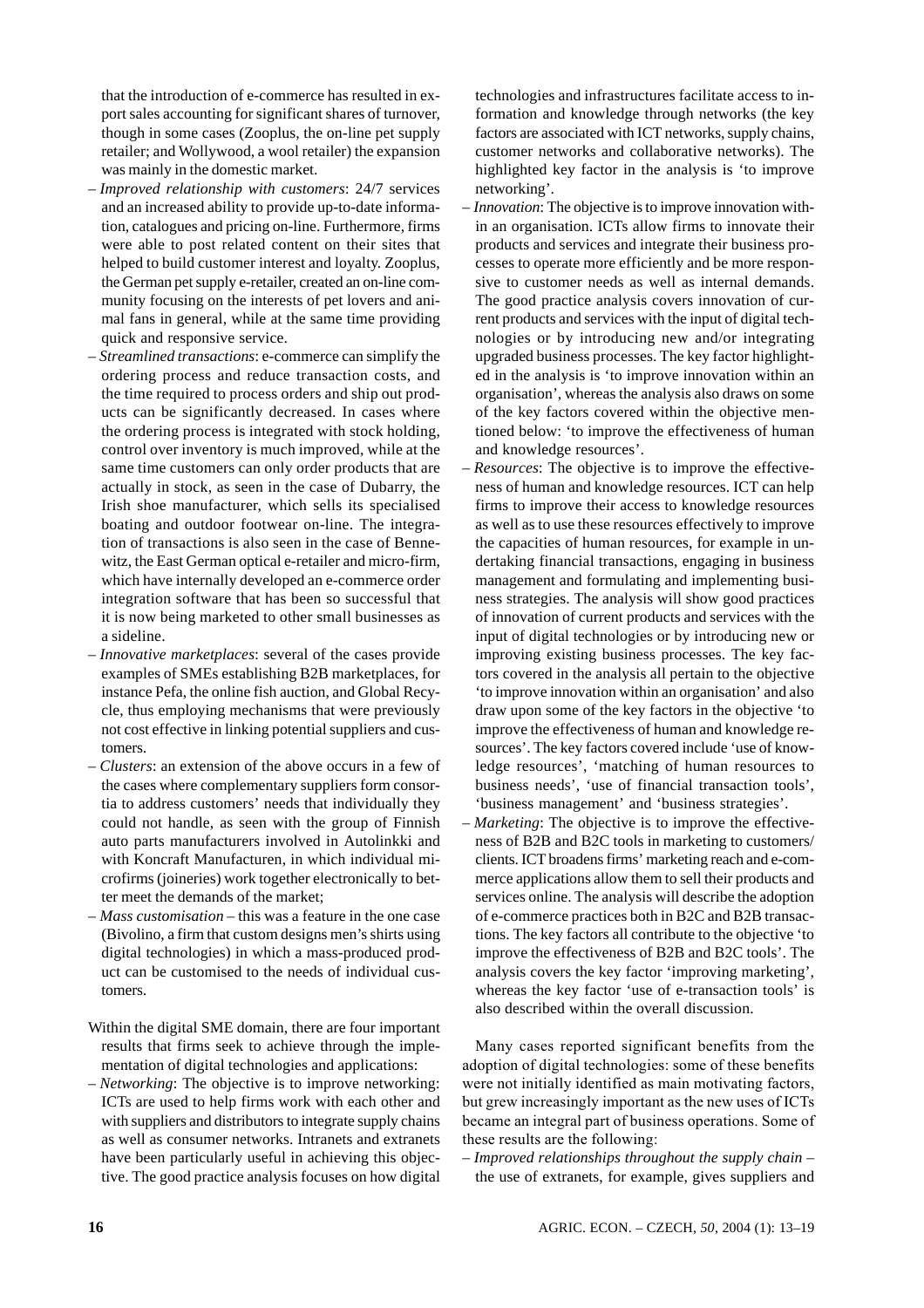that the introduction of e-commerce has resulted in export sales accounting for significant shares of turnover, though in some cases (Zooplus, the on-line pet supply retailer; and Wollywood, a wool retailer) the expansion was mainly in the domestic market.

- *Improved relationship with customers*: 24/7 services and an increased ability to provide up-to-date information, catalogues and pricing on-line. Furthermore, firms were able to post related content on their sites that helped to build customer interest and loyalty. Zooplus, the German pet supply e-retailer, created an on-line community focusing on the interests of pet lovers and animal fans in general, while at the same time providing quick and responsive service.
- *Streamlined transactions*: e-commerce can simplify the ordering process and reduce transaction costs, and the time required to process orders and ship out products can be significantly decreased. In cases where the ordering process is integrated with stock holding, control over inventory is much improved, while at the same time customers can only order products that are actually in stock, as seen in the case of Dubarry, the Irish shoe manufacturer, which sells its specialised boating and outdoor footwear on-line. The integration of transactions is also seen in the case of Bennewitz, the East German optical e-retailer and micro-firm, which have internally developed an e-commerce order integration software that has been so successful that it is now being marketed to other small businesses as a sideline.
- *Innovative marketplaces*: several of the cases provide examples of SMEs establishing B2B marketplaces, for instance Pefa, the online fish auction, and Global Recycle, thus employing mechanisms that were previously not cost effective in linking potential suppliers and customers.
- *Clusters*: an extension of the above occurs in a few of the cases where complementary suppliers form consortia to address customers' needs that individually they could not handle, as seen with the group of Finnish auto parts manufacturers involved in Autolinkki and with Koncraft Manufacturen, in which individual microfirms (joineries) work together electronically to better meet the demands of the market;
- *Mass customisation* – this was a feature in the one case (Bivolino, a firm that custom designs men's shirts using digital technologies) in which a mass-produced product can be customised to the needs of individual customers.

Within the digital SME domain, there are four important results that firms seek to achieve through the implementation of digital technologies and applications:

- *Networking*: The objective is to improve networking: ICTs are used to help firms work with each other and with suppliers and distributors to integrate supply chains as well as consumer networks. Intranets and extranets have been particularly useful in achieving this objective. The good practice analysis focuses on how digital technologies and infrastructures facilitate access to information and knowledge through networks (the key factors are associated with ICT networks, supply chains, customer networks and collaborative networks). The highlighted key factor in the analysis is 'to improve networking'.
- *Innovation*: The objective is to improve innovation within an organisation. ICTs allow firms to innovate their products and services and integrate their business processes to operate more efficiently and be more responsive to customer needs as well as internal demands. The good practice analysis covers innovation of current products and services with the input of digital technologies or by introducing new and/or integrating upgraded business processes. The key factor highlighted in the analysis is 'to improve innovation within an organisation', whereas the analysis also draws on some of the key factors covered within the objective mentioned below: 'to improve the effectiveness of human and knowledge resources'.
- *Resources*: The objective is to improve the effectiveness of human and knowledge resources. ICT can help firms to improve their access to knowledge resources as well as to use these resources effectively to improve the capacities of human resources, for example in undertaking financial transactions, engaging in business management and formulating and implementing business strategies. The analysis will show good practices of innovation of current products and services with the input of digital technologies or by introducing new or improving existing business processes. The key factors covered in the analysis all pertain to the objective 'to improve innovation within an organisation' and also draw upon some of the key factors in the objective 'to improve the effectiveness of human and knowledge resources'. The key factors covered include 'use of knowledge resources', 'matching of human resources to business needs', 'use of financial transaction tools', 'business management' and 'business strategies'.
- *Marketing*: The objective is to improve the effectiveness of B2B and B2C tools in marketing to customers/clients. ICT broadens firms' marketing reach and e-commerce applications allow them to sell their products and services online. The analysis will describe the adoption of e-commerce practices both in B2C and B2B transactions. The key factors all contribute to the objective 'to improve the effectiveness of B2B and B2C tools'. The analysis covers the key factor 'improving marketing', whereas the key factor 'use of e-transaction tools' is also described within the overall discussion.

Many cases reported significant benefits from the adoption of digital technologies: some of these benefits were not initially identified as main motivating factors, but grew increasingly important as the new uses of ICTs became an integral part of business operations. Some of these results are the following:

- *Improved relationships throughout the supply chain* – the use of extranets, for example, gives suppliers and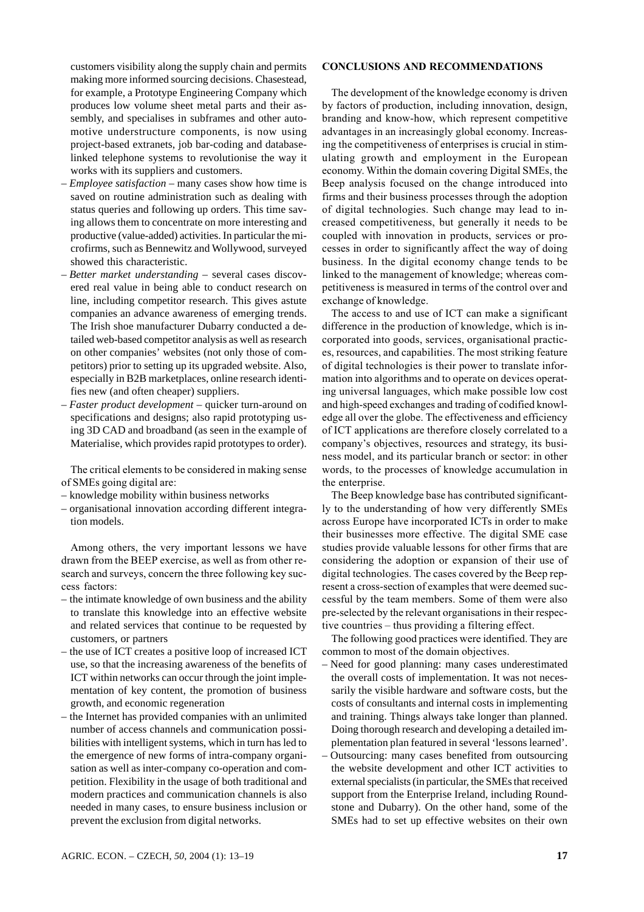customers visibility along the supply chain and permits making more informed sourcing decisions. Chasestead, for example, a Prototype Engineering Company which produces low volume sheet metal parts and their assembly, and specialises in subframes and other automotive understructure components, is now using project-based extranets, job bar-coding and database-linked telephone systems to revolutionise the way it works with its suppliers and customers.

– *Employee satisfaction* – many cases show how time is saved on routine administration such as dealing with status queries and following up orders. This time saving allows them to concentrate on more interesting and productive (value-added) activities. In particular the microfirms, such as Bennewitz and Wollywood, surveyed showed this characteristic.
– *Better market understanding* – several cases discovered real value in being able to conduct research on line, including competitor research. This gives astute companies an advance awareness of emerging trends. The Irish shoe manufacturer Dubarry conducted a detailed web-based competitor analysis as well as research on other companies' websites (not only those of competitors) prior to setting up its upgraded website. Also, especially in B2B marketplaces, online research identifies new (and often cheaper) suppliers.
– *Faster product development* – quicker turn-around on specifications and designs; also rapid prototyping using 3D CAD and broadband (as seen in the example of Materialise, which provides rapid prototypes to order).

The critical elements to be considered in making sense of SMEs going digital are:
– knowledge mobility within business networks
– organisational innovation according different integration models.

Among others, the very important lessons we have drawn from the BEEP exercise, as well as from other research and surveys, concern the three following key success factors:
– the intimate knowledge of own business and the ability to translate this knowledge into an effective website and related services that continue to be requested by customers, or partners
– the use of ICT creates a positive loop of increased ICT use, so that the increasing awareness of the benefits of ICT within networks can occur through the joint implementation of key content, the promotion of business growth, and economic regeneration
– the Internet has provided companies with an unlimited number of access channels and communication possibilities with intelligent systems, which in turn has led to the emergence of new forms of intra-company organisation as well as inter-company co-operation and competition. Flexibility in the usage of both traditional and modern practices and communication channels is also needed in many cases, to ensure business inclusion or prevent the exclusion from digital networks.

## CONCLUSIONS AND RECOMMENDATIONS

The development of the knowledge economy is driven by factors of production, including innovation, design, branding and know-how, which represent competitive advantages in an increasingly global economy. Increasing the competitiveness of enterprises is crucial in stimulating growth and employment in the European economy. Within the domain covering Digital SMEs, the Beep analysis focused on the change introduced into firms and their business processes through the adoption of digital technologies. Such change may lead to increased competitiveness, but generally it needs to be coupled with innovation in products, services or processes in order to significantly affect the way of doing business. In the digital economy change tends to be linked to the management of knowledge; whereas competitiveness is measured in terms of the control over and exchange of knowledge.

The access to and use of ICT can make a significant difference in the production of knowledge, which is incorporated into goods, services, organisational practices, resources, and capabilities. The most striking feature of digital technologies is their power to translate information into algorithms and to operate on devices operating universal languages, which make possible low cost and high-speed exchanges and trading of codified knowledge all over the globe. The effectiveness and efficiency of ICT applications are therefore closely correlated to a company's objectives, resources and strategy, its business model, and its particular branch or sector: in other words, to the processes of knowledge accumulation in the enterprise.

The Beep knowledge base has contributed significantly to the understanding of how very differently SMEs across Europe have incorporated ICTs in order to make their businesses more effective. The digital SME case studies provide valuable lessons for other firms that are considering the adoption or expansion of their use of digital technologies. The cases covered by the Beep represent a cross-section of examples that were deemed successful by the team members. Some of them were also pre-selected by the relevant organisations in their respective countries – thus providing a filtering effect.

The following good practices were identified. They are common to most of the domain objectives.
– Need for good planning: many cases underestimated the overall costs of implementation. It was not necessarily the visible hardware and software costs, but the costs of consultants and internal costs in implementing and training. Things always take longer than planned. Doing thorough research and developing a detailed implementation plan featured in several 'lessons learned'.
– Outsourcing: many cases benefited from outsourcing the website development and other ICT activities to external specialists (in particular, the SMEs that received support from the Enterprise Ireland, including Roundstone and Dubarry). On the other hand, some of the SMEs had to set up effective websites on their own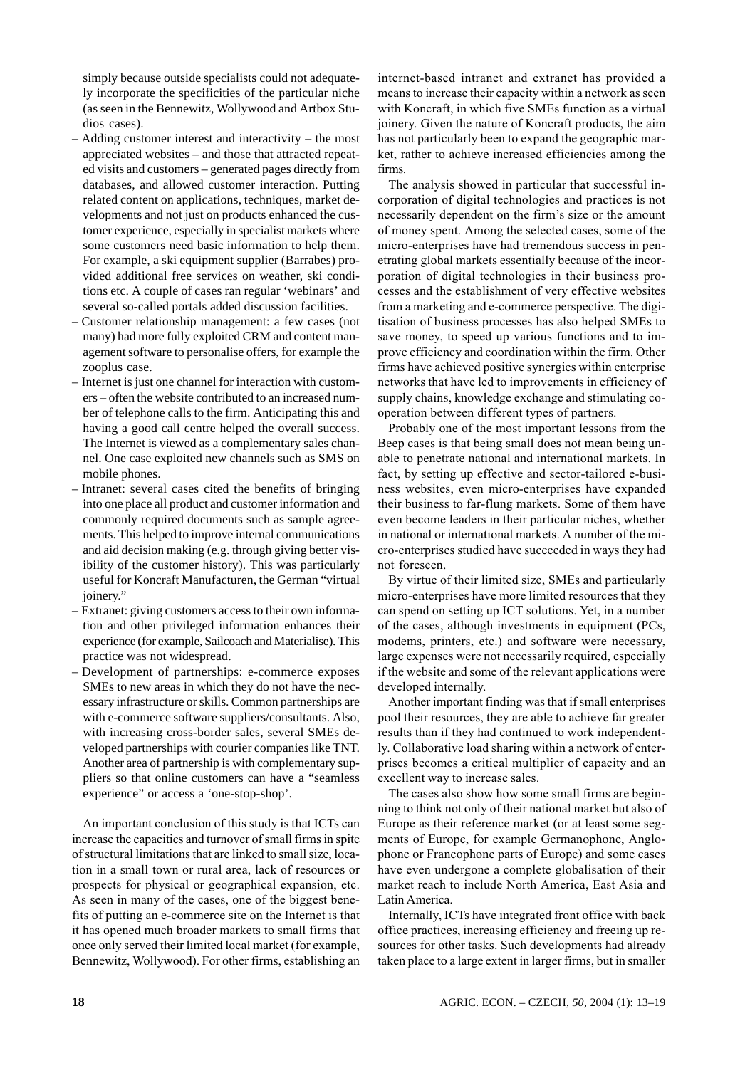simply because outside specialists could not adequately incorporate the specificities of the particular niche (as seen in the Bennewitz, Wollywood and Artbox Studios cases).

- Adding customer interest and interactivity – the most appreciated websites – and those that attracted repeated visits and customers – generated pages directly from databases, and allowed customer interaction. Putting related content on applications, techniques, market developments and not just on products enhanced the customer experience, especially in specialist markets where some customers need basic information to help them. For example, a ski equipment supplier (Barrabes) provided additional free services on weather, ski conditions etc. A couple of cases ran regular 'webinars' and several so-called portals added discussion facilities.
- Customer relationship management: a few cases (not many) had more fully exploited CRM and content management software to personalise offers, for example the zooplus case.
- Internet is just one channel for interaction with customers – often the website contributed to an increased number of telephone calls to the firm. Anticipating this and having a good call centre helped the overall success. The Internet is viewed as a complementary sales channel. One case exploited new channels such as SMS on mobile phones.
- Intranet: several cases cited the benefits of bringing into one place all product and customer information and commonly required documents such as sample agreements. This helped to improve internal communications and aid decision making (e.g. through giving better visibility of the customer history). This was particularly useful for Koncraft Manufacturen, the German "virtual joinery."
- Extranet: giving customers access to their own information and other privileged information enhances their experience (for example, Sailcoach and Materialise). This practice was not widespread.
- Development of partnerships: e-commerce exposes SMEs to new areas in which they do not have the necessary infrastructure or skills. Common partnerships are with e-commerce software suppliers/consultants. Also, with increasing cross-border sales, several SMEs developed partnerships with courier companies like TNT. Another area of partnership is with complementary suppliers so that online customers can have a "seamless experience" or access a 'one-stop-shop'.

An important conclusion of this study is that ICTs can increase the capacities and turnover of small firms in spite of structural limitations that are linked to small size, location in a small town or rural area, lack of resources or prospects for physical or geographical expansion, etc. As seen in many of the cases, one of the biggest benefits of putting an e-commerce site on the Internet is that it has opened much broader markets to small firms that once only served their limited local market (for example, Bennewitz, Wollywood). For other firms, establishing an internet-based intranet and extranet has provided a means to increase their capacity within a network as seen with Koncraft, in which five SMEs function as a virtual joinery. Given the nature of Koncraft products, the aim has not particularly been to expand the geographic market, rather to achieve increased efficiencies among the firms.

The analysis showed in particular that successful incorporation of digital technologies and practices is not necessarily dependent on the firm's size or the amount of money spent. Among the selected cases, some of the micro-enterprises have had tremendous success in penetrating global markets essentially because of the incorporation of digital technologies in their business processes and the establishment of very effective websites from a marketing and e-commerce perspective. The digitisation of business processes has also helped SMEs to save money, to speed up various functions and to improve efficiency and coordination within the firm. Other firms have achieved positive synergies within enterprise networks that have led to improvements in efficiency of supply chains, knowledge exchange and stimulating cooperation between different types of partners.

Probably one of the most important lessons from the Beep cases is that being small does not mean being unable to penetrate national and international markets. In fact, by setting up effective and sector-tailored e-business websites, even micro-enterprises have expanded their business to far-flung markets. Some of them have even become leaders in their particular niches, whether in national or international markets. A number of the micro-enterprises studied have succeeded in ways they had not foreseen.

By virtue of their limited size, SMEs and particularly micro-enterprises have more limited resources that they can spend on setting up ICT solutions. Yet, in a number of the cases, although investments in equipment (PCs, modems, printers, etc.) and software were necessary, large expenses were not necessarily required, especially if the website and some of the relevant applications were developed internally.

Another important finding was that if small enterprises pool their resources, they are able to achieve far greater results than if they had continued to work independently. Collaborative load sharing within a network of enterprises becomes a critical multiplier of capacity and an excellent way to increase sales.

The cases also show how some small firms are beginning to think not only of their national market but also of Europe as their reference market (or at least some segments of Europe, for example Germanophone, Anglophone or Francophone parts of Europe) and some cases have even undergone a complete globalisation of their market reach to include North America, East Asia and Latin America.

Internally, ICTs have integrated front office with back office practices, increasing efficiency and freeing up resources for other tasks. Such developments had already taken place to a large extent in larger firms, but in smaller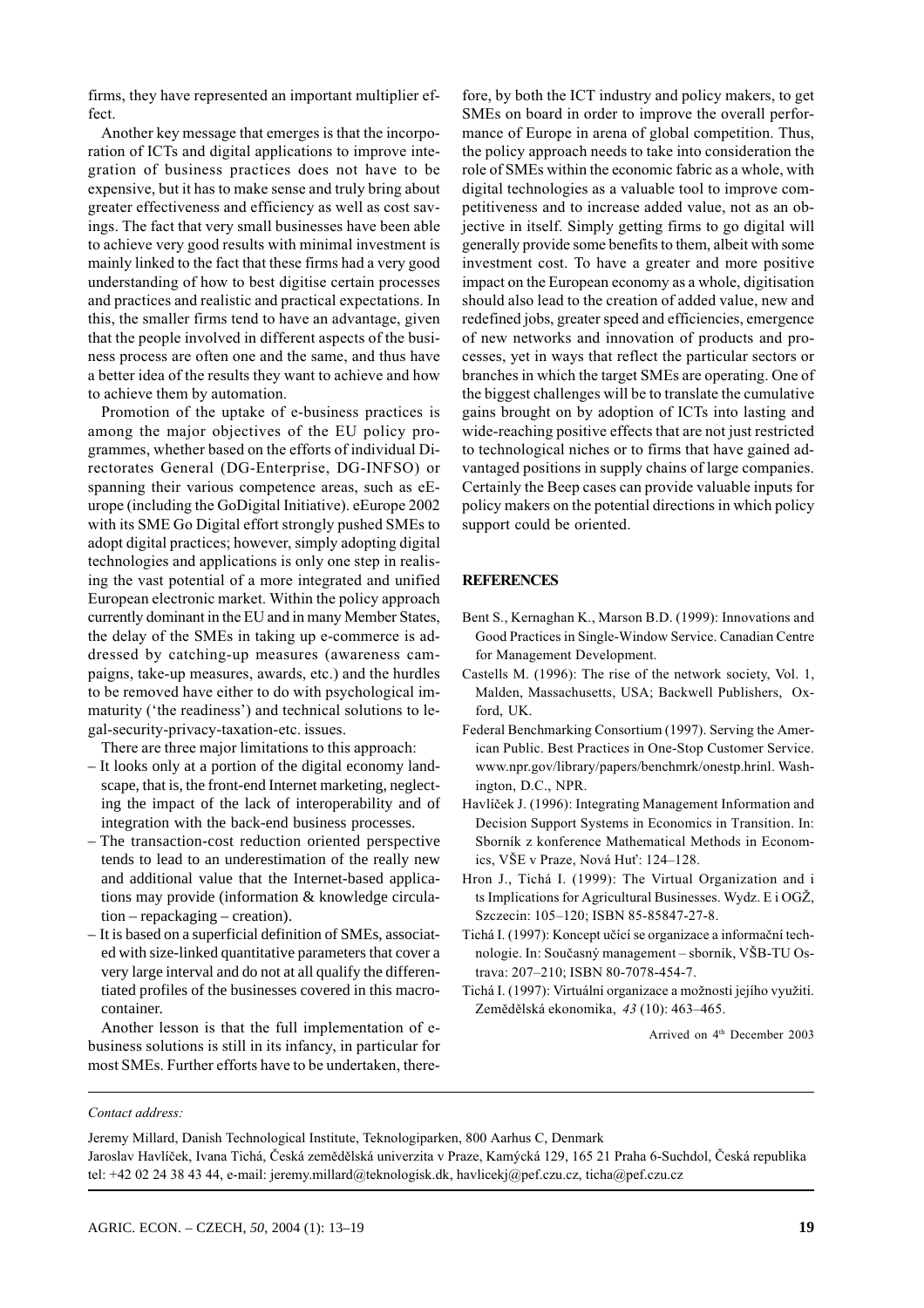firms, they have represented an important multiplier effect.

Another key message that emerges is that the incorporation of ICTs and digital applications to improve integration of business practices does not have to be expensive, but it has to make sense and truly bring about greater effectiveness and efficiency as well as cost savings. The fact that very small businesses have been able to achieve very good results with minimal investment is mainly linked to the fact that these firms had a very good understanding of how to best digitise certain processes and practices and realistic and practical expectations. In this, the smaller firms tend to have an advantage, given that the people involved in different aspects of the business process are often one and the same, and thus have a better idea of the results they want to achieve and how to achieve them by automation.

Promotion of the uptake of e-business practices is among the major objectives of the EU policy programmes, whether based on the efforts of individual Directorates General (DG-Enterprise, DG-INFSO) or spanning their various competence areas, such as eEurope (including the GoDigital Initiative). eEurope 2002 with its SME Go Digital effort strongly pushed SMEs to adopt digital practices; however, simply adopting digital technologies and applications is only one step in realising the vast potential of a more integrated and unified European electronic market. Within the policy approach currently dominant in the EU and in many Member States, the delay of the SMEs in taking up e-commerce is addressed by catching-up measures (awareness campaigns, take-up measures, awards, etc.) and the hurdles to be removed have either to do with psychological immaturity ('the readiness') and technical solutions to legal-security-privacy-taxation-etc. issues.

There are three major limitations to this approach:

- It looks only at a portion of the digital economy landscape, that is, the front-end Internet marketing, neglecting the impact of the lack of interoperability and of integration with the back-end business processes.
- The transaction-cost reduction oriented perspective tends to lead to an underestimation of the really new and additional value that the Internet-based applications may provide (information & knowledge circulation – repackaging – creation).
- It is based on a superficial definition of SMEs, associated with size-linked quantitative parameters that cover a very large interval and do not at all qualify the differentiated profiles of the businesses covered in this macro-container.

Another lesson is that the full implementation of e-business solutions is still in its infancy, in particular for most SMEs. Further efforts have to be undertaken, therefore, by both the ICT industry and policy makers, to get SMEs on board in order to improve the overall performance of Europe in arena of global competition. Thus, the policy approach needs to take into consideration the role of SMEs within the economic fabric as a whole, with digital technologies as a valuable tool to improve competitiveness and to increase added value, not as an objective in itself. Simply getting firms to go digital will generally provide some benefits to them, albeit with some investment cost. To have a greater and more positive impact on the European economy as a whole, digitisation should also lead to the creation of added value, new and redefined jobs, greater speed and efficiencies, emergence of new networks and innovation of products and processes, yet in ways that reflect the particular sectors or branches in which the target SMEs are operating. One of the biggest challenges will be to translate the cumulative gains brought on by adoption of ICTs into lasting and wide-reaching positive effects that are not just restricted to technological niches or to firms that have gained advantaged positions in supply chains of large companies. Certainly the Beep cases can provide valuable inputs for policy makers on the potential directions in which policy support could be oriented.

## REFERENCES

Bent S., Kernaghan K., Marson B.D. (1999): Innovations and Good Practices in Single-Window Service. Canadian Centre for Management Development.

Castells M. (1996): The rise of the network society, Vol. 1, Malden, Massachusetts, USA; Backwell Publishers, Oxford, UK.

Federal Benchmarking Consortium (1997). Serving the American Public. Best Practices in One-Stop Customer Service. www.npr.gov/library/papers/benchmrk/onestp.hrinl. Washington, D.C., NPR.

Havlíček J. (1996): Integrating Management Information and Decision Support Systems in Economics in Transition. In: Sborník z konference Mathematical Methods in Economics, VŠE v Praze, Nová Huť: 124–128.

Hron J., Tichá I. (1999): The Virtual Organization and i ts Implications for Agricultural Businesses. Wydz. E i OGŽ, Szczecin: 105–120; ISBN 85-85847-27-8.

Tichá I. (1997): Koncept učící se organizace a informační technologie. In: Současný management – sborník, VŠB-TU Ostrava: 207–210; ISBN 80-7078-454-7.

Tichá I. (1997): Virtuální organizace a možnosti jejího využití. Zemědělská ekonomika, *43* (10): 463–465.

Arrived on 4th December 2003

*Contact address:*

Jeremy Millard, Danish Technological Institute, Teknologiparken, 800 Aarhus C, Denmark
Jaroslav Havlíček, Ivana Tichá, Česká zemědělská univerzita v Praze, Kamýcká 129, 165 21 Praha 6-Suchdol, Česká republika
tel: +42 02 24 38 43 44, e-mail: jeremy.millard@teknologisk.dk, havlicekj@pef.czu.cz, ticha@pef.czu.cz